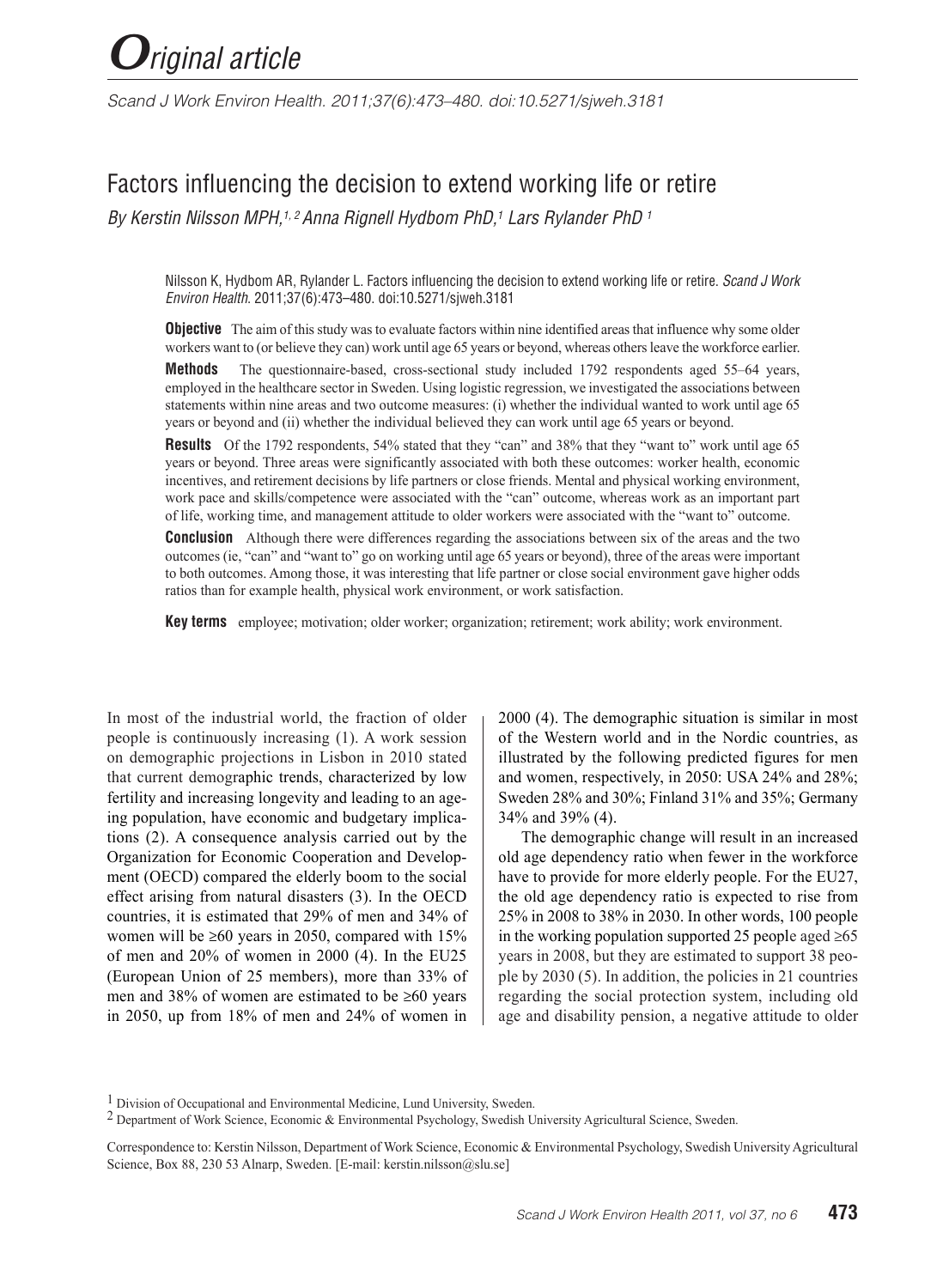# Original article

*Scand J Work Environ Health. 2011;37(6):473–480. doi:10.5271/sjweh.3181*

## Factors influencing the decision to extend working life or retire

*By Kerstin Nilsson MPH,[1, 2] Anna Rignell Hydbom PhD,[1] Lars Rylander PhD [1]*

Nilsson K, Hydbom AR, Rylander L. Factors influencing the decision to extend working life or retire. *Scand J Work Environ Health.* 2011;37(6):473–480. doi:10.5271/sjweh.3181

**Objective** The aim of this study was to evaluate factors within nine identified areas that influence why some older workers want to (or believe they can) work until age 65 years or beyond, whereas others leave the workforce earlier.

**Methods** The questionnaire-based, cross-sectional study included 1792 respondents aged 55–64 years, employed in the healthcare sector in Sweden. Using logistic regression, we investigated the associations between statements within nine areas and two outcome measures: (i) whether the individual wanted to work until age 65 years or beyond and (ii) whether the individual believed they can work until age 65 years or beyond.

**Results** Of the 1792 respondents, 54% stated that they "can" and 38% that they "want to" work until age 65 years or beyond. Three areas were significantly associated with both these outcomes: worker health, economic incentives, and retirement decisions by life partners or close friends. Mental and physical working environment, work pace and skills/competence were associated with the "can" outcome, whereas work as an important part of life, working time, and management attitude to older workers were associated with the "want to" outcome.

**Conclusion** Although there were differences regarding the associations between six of the areas and the two outcomes (ie, "can" and "want to" go on working until age 65 years or beyond), three of the areas were important to both outcomes. Among those, it was interesting that life partner or close social environment gave higher odds ratios than for example health, physical work environment, or work satisfaction.

**Key terms** employee; motivation; older worker; organization; retirement; work ability; work environment.

In most of the industrial world, the fraction of older people is continuously increasing (1). A work session on demographic projections in Lisbon in 2010 stated that current demographic trends, characterized by low fertility and increasing longevity and leading to an ageing population, have economic and budgetary implications (2). A consequence analysis carried out by the Organization for Economic Cooperation and Development (OECD) compared the elderly boom to the social effect arising from natural disasters (3). In the OECD countries, it is estimated that 29% of men and 34% of women will be ≥60 years in 2050, compared with 15% of men and 20% of women in 2000 (4). In the EU25 (European Union of 25 members), more than 33% of men and 38% of women are estimated to be ≥60 years in 2050, up from 18% of men and 24% of women in 2000 (4). The demographic situation is similar in most of the Western world and in the Nordic countries, as illustrated by the following predicted figures for men and women, respectively, in 2050: USA 24% and 28%; Sweden 28% and 30%; Finland 31% and 35%; Germany 34% and 39% (4).

The demographic change will result in an increased old age dependency ratio when fewer in the workforce have to provide for more elderly people. For the EU27, the old age dependency ratio is expected to rise from 25% in 2008 to 38% in 2030. In other words, 100 people in the working population supported 25 people aged ≥65 years in 2008, but they are estimated to support 38 people by 2030 (5). In addition, the policies in 21 countries regarding the social protection system, including old age and disability pension, a negative attitude to older

[1] Division of Occupational and Environmental Medicine, Lund University, Sweden.

[2] Department of Work Science, Economic & Environmental Psychology, Swedish University Agricultural Science, Sweden.

Correspondence to: Kerstin Nilsson, Department of Work Science, Economic & Environmental Psychology, Swedish University Agricultural Science, Box 88, 230 53 Alnarp, Sweden. [E-mail: kerstin.nilsson@slu.se]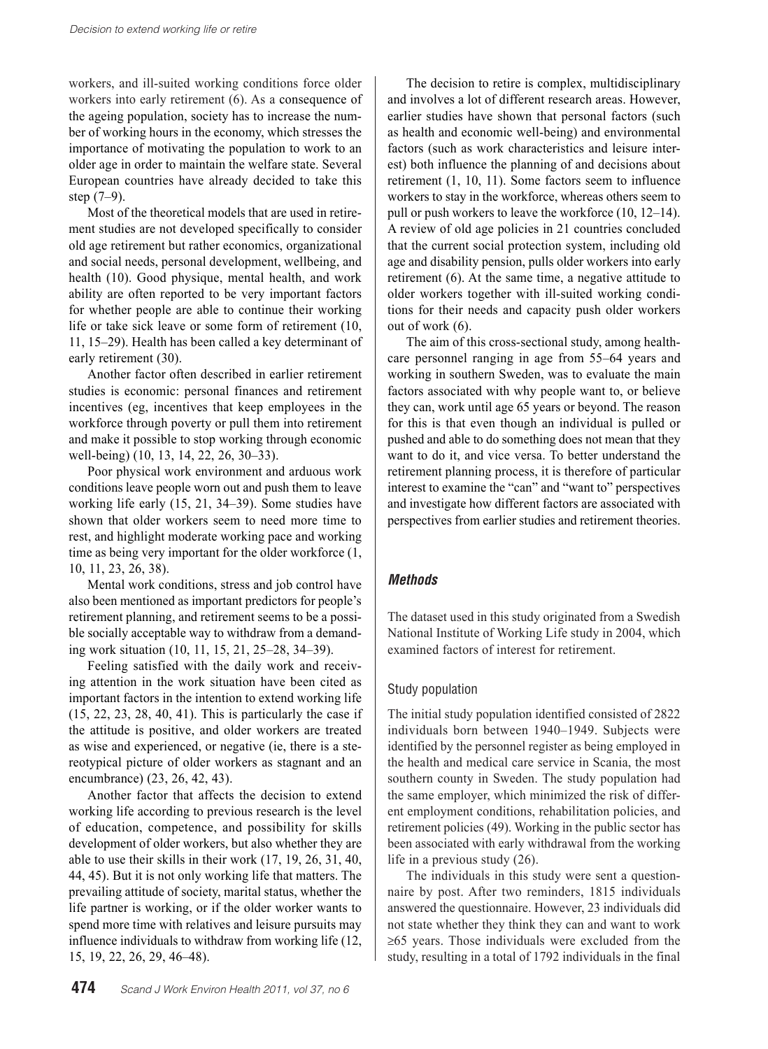workers, and ill-suited working conditions force older workers into early retirement (6). As a consequence of the ageing population, society has to increase the number of working hours in the economy, which stresses the importance of motivating the population to work to an older age in order to maintain the welfare state. Several European countries have already decided to take this step (7–9).

Most of the theoretical models that are used in retirement studies are not developed specifically to consider old age retirement but rather economics, organizational and social needs, personal development, wellbeing, and health (10). Good physique, mental health, and work ability are often reported to be very important factors for whether people are able to continue their working life or take sick leave or some form of retirement (10, 11, 15–29). Health has been called a key determinant of early retirement (30).

Another factor often described in earlier retirement studies is economic: personal finances and retirement incentives (eg, incentives that keep employees in the workforce through poverty or pull them into retirement and make it possible to stop working through economic well-being) (10, 13, 14, 22, 26, 30–33).

Poor physical work environment and arduous work conditions leave people worn out and push them to leave working life early (15, 21, 34–39). Some studies have shown that older workers seem to need more time to rest, and highlight moderate working pace and working time as being very important for the older workforce (1, 10, 11, 23, 26, 38).

Mental work conditions, stress and job control have also been mentioned as important predictors for people's retirement planning, and retirement seems to be a possible socially acceptable way to withdraw from a demanding work situation (10, 11, 15, 21, 25–28, 34–39).

Feeling satisfied with the daily work and receiving attention in the work situation have been cited as important factors in the intention to extend working life (15, 22, 23, 28, 40, 41). This is particularly the case if the attitude is positive, and older workers are treated as wise and experienced, or negative (ie, there is a stereotypical picture of older workers as stagnant and an encumbrance) (23, 26, 42, 43).

Another factor that affects the decision to extend working life according to previous research is the level of education, competence, and possibility for skills development of older workers, but also whether they are able to use their skills in their work (17, 19, 26, 31, 40, 44, 45). But it is not only working life that matters. The prevailing attitude of society, marital status, whether the life partner is working, or if the older worker wants to spend more time with relatives and leisure pursuits may influence individuals to withdraw from working life (12, 15, 19, 22, 26, 29, 46–48).

The decision to retire is complex, multidisciplinary and involves a lot of different research areas. However, earlier studies have shown that personal factors (such as health and economic well-being) and environmental factors (such as work characteristics and leisure interest) both influence the planning of and decisions about retirement (1, 10, 11). Some factors seem to influence workers to stay in the workforce, whereas others seem to pull or push workers to leave the workforce (10, 12–14). A review of old age policies in 21 countries concluded that the current social protection system, including old age and disability pension, pulls older workers into early retirement (6). At the same time, a negative attitude to older workers together with ill-suited working conditions for their needs and capacity push older workers out of work (6).

The aim of this cross-sectional study, among healthcare personnel ranging in age from 55–64 years and working in southern Sweden, was to evaluate the main factors associated with why people want to, or believe they can, work until age 65 years or beyond. The reason for this is that even though an individual is pulled or pushed and able to do something does not mean that they want to do it, and vice versa. To better understand the retirement planning process, it is therefore of particular interest to examine the "can" and "want to" perspectives and investigate how different factors are associated with perspectives from earlier studies and retirement theories.

## Methods

The dataset used in this study originated from a Swedish National Institute of Working Life study in 2004, which examined factors of interest for retirement.

### Study population

The initial study population identified consisted of 2822 individuals born between 1940–1949. Subjects were identified by the personnel register as being employed in the health and medical care service in Scania, the most southern county in Sweden. The study population had the same employer, which minimized the risk of different employment conditions, rehabilitation policies, and retirement policies (49). Working in the public sector has been associated with early withdrawal from the working life in a previous study (26).

The individuals in this study were sent a questionnaire by post. After two reminders, 1815 individuals answered the questionnaire. However, 23 individuals did not state whether they think they can and want to work ≥65 years. Those individuals were excluded from the study, resulting in a total of 1792 individuals in the final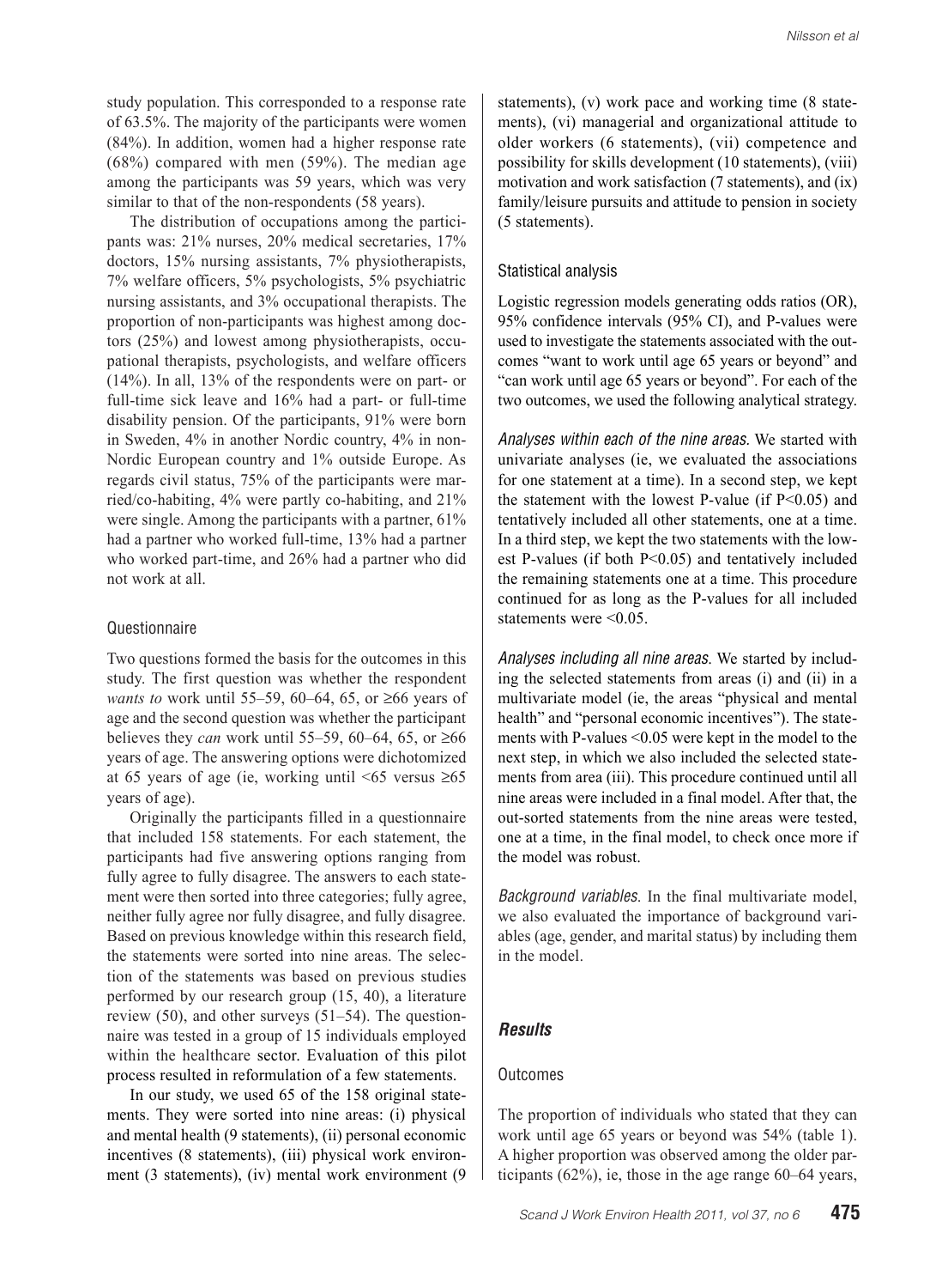study population. This corresponded to a response rate of 63.5%. The majority of the participants were women (84%). In addition, women had a higher response rate (68%) compared with men (59%). The median age among the participants was 59 years, which was very similar to that of the non-respondents (58 years).

The distribution of occupations among the participants was: 21% nurses, 20% medical secretaries, 17% doctors, 15% nursing assistants, 7% physiotherapists, 7% welfare officers, 5% psychologists, 5% psychiatric nursing assistants, and 3% occupational therapists. The proportion of non-participants was highest among doctors (25%) and lowest among physiotherapists, occupational therapists, psychologists, and welfare officers (14%). In all, 13% of the respondents were on part- or full-time sick leave and 16% had a part- or full-time disability pension. Of the participants, 91% were born in Sweden, 4% in another Nordic country, 4% in non-Nordic European country and 1% outside Europe. As regards civil status, 75% of the participants were married/co-habiting, 4% were partly co-habiting, and 21% were single. Among the participants with a partner, 61% had a partner who worked full-time, 13% had a partner who worked part-time, and 26% had a partner who did not work at all.

### Questionnaire

Two questions formed the basis for the outcomes in this study. The first question was whether the respondent *wants to* work until 55–59, 60–64, 65, or ≥66 years of age and the second question was whether the participant believes they *can* work until 55–59, 60–64, 65, or ≥66 years of age. The answering options were dichotomized at 65 years of age (ie, working until <65 versus ≥65 years of age).

Originally the participants filled in a questionnaire that included 158 statements. For each statement, the participants had five answering options ranging from fully agree to fully disagree. The answers to each statement were then sorted into three categories; fully agree, neither fully agree nor fully disagree, and fully disagree. Based on previous knowledge within this research field, the statements were sorted into nine areas. The selection of the statements was based on previous studies performed by our research group (15, 40), a literature review (50), and other surveys (51–54). The questionnaire was tested in a group of 15 individuals employed within the healthcare sector. Evaluation of this pilot process resulted in reformulation of a few statements.

In our study, we used 65 of the 158 original statements. They were sorted into nine areas: (i) physical and mental health (9 statements), (ii) personal economic incentives (8 statements), (iii) physical work environment (3 statements), (iv) mental work environment (9 statements), (v) work pace and working time (8 statements), (vi) managerial and organizational attitude to older workers (6 statements), (vii) competence and possibility for skills development (10 statements), (viii) motivation and work satisfaction (7 statements), and (ix) family/leisure pursuits and attitude to pension in society (5 statements).

### Statistical analysis

Logistic regression models generating odds ratios (OR), 95% confidence intervals (95% CI), and P-values were used to investigate the statements associated with the outcomes "want to work until age 65 years or beyond" and "can work until age 65 years or beyond". For each of the two outcomes, we used the following analytical strategy.

*Analyses within each of the nine areas.* We started with univariate analyses (ie, we evaluated the associations for one statement at a time). In a second step, we kept the statement with the lowest P-value (if $P<0.05$) and tentatively included all other statements, one at a time. In a third step, we kept the two statements with the lowest P-values (if both $P<0.05$) and tentatively included the remaining statements one at a time. This procedure continued for as long as the P-values for all included statements were <0.05.

*Analyses including all nine areas.* We started by including the selected statements from areas (i) and (ii) in a multivariate model (ie, the areas "physical and mental health" and "personal economic incentives"). The statements with P-values <0.05 were kept in the model to the next step, in which we also included the selected statements from area (iii). This procedure continued until all nine areas were included in a final model. After that, the out-sorted statements from the nine areas were tested, one at a time, in the final model, to check once more if the model was robust.

*Background variables.* In the final multivariate model, we also evaluated the importance of background variables (age, gender, and marital status) by including them in the model.

## Results

### Outcomes

The proportion of individuals who stated that they can work until age 65 years or beyond was 54% (table 1). A higher proportion was observed among the older participants (62%), ie, those in the age range 60–64 years,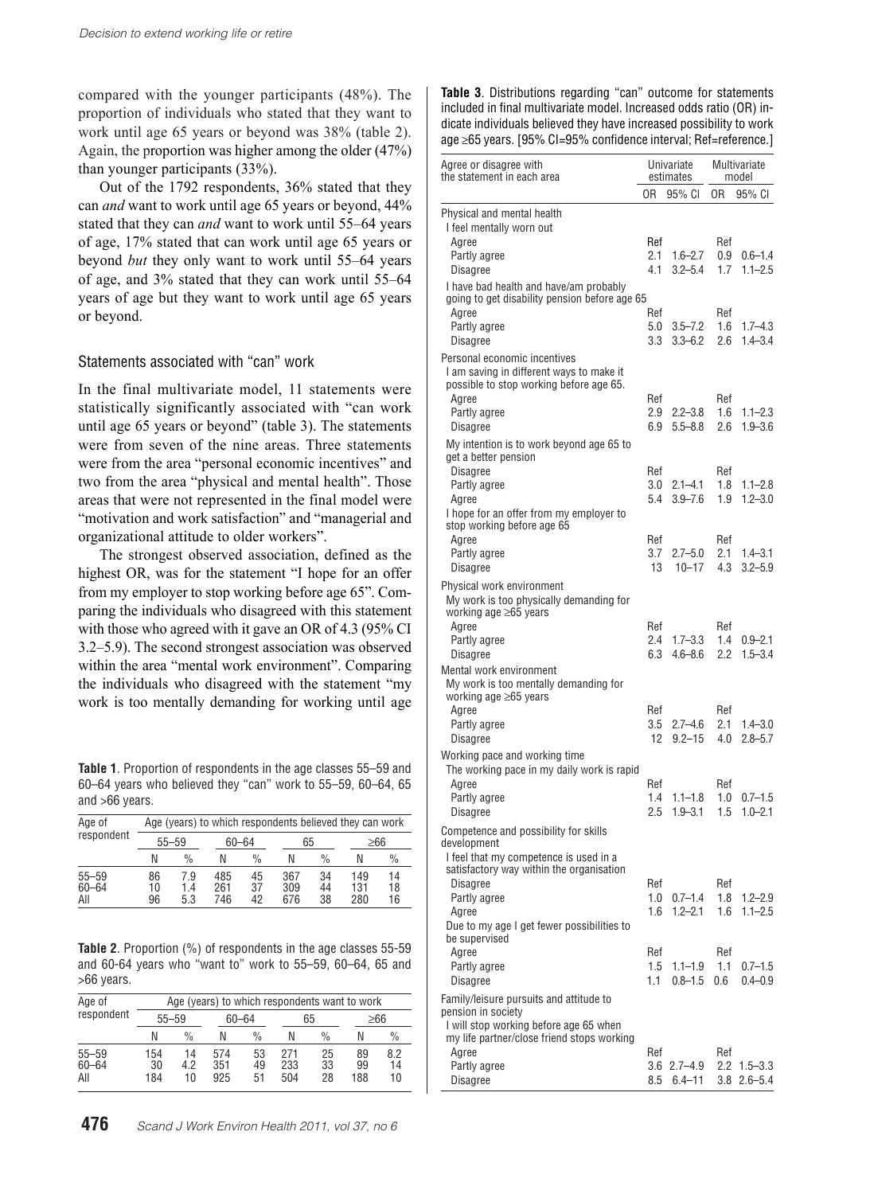compared with the younger participants (48%). The proportion of individuals who stated that they want to work until age 65 years or beyond was 38% (table 2). Again, the proportion was higher among the older (47%) than younger participants (33%).

Out of the 1792 respondents, 36% stated that they can *and* want to work until age 65 years or beyond, 44% stated that they can *and* want to work until 55–64 years of age, 17% stated that can work until age 65 years or beyond *but* they only want to work until 55–64 years of age, and 3% stated that they can work until 55–64 years of age but they want to work until age 65 years or beyond.

### Statements associated with "can" work

In the final multivariate model, 11 statements were statistically significantly associated with "can work until age 65 years or beyond" (table 3). The statements were from seven of the nine areas. Three statements were from the area "personal economic incentives" and two from the area "physical and mental health". Those areas that were not represented in the final model were "motivation and work satisfaction" and "managerial and organizational attitude to older workers".

The strongest observed association, defined as the highest OR, was for the statement "I hope for an offer from my employer to stop working before age 65". Comparing the individuals who disagreed with this statement with those who agreed with it gave an OR of 4.3 (95% CI 3.2–5.9). The second strongest association was observed within the area "mental work environment". Comparing the individuals who disagreed with the statement "my work is too mentally demanding for working until age

**Table 1**. Proportion of respondents in the age classes 55–59 and 60–64 years who believed they "can" work to 55–59, 60–64, 65 and >66 years.

| Age of respondent | Age (years) to which respondents believed they can work | | | | | | | |
|---|---|---|---|---|---|---|---|---|
| | 55–59 | | 60–64 | | 65 | | ≥66 | |
| | N | % | N | % | N | % | N | % |
| 55–59 | 86 | 7.9 | 485 | 45 | 367 | 34 | 149 | 14 |
| 60–64 | 10 | 1.4 | 261 | 37 | 309 | 44 | 131 | 18 |
| All | 96 | 5.3 | 746 | 42 | 676 | 38 | 280 | 16 |

**Table 2**. Proportion (%) of respondents in the age classes 55-59 and 60-64 years who "want to" work to 55–59, 60–64, 65 and >66 years.

| Age of respondent | Age (years) to which respondents want to work | | | | | | | |
|---|---|---|---|---|---|---|---|---|
| | 55–59 | | 60–64 | | 65 | | ≥66 | |
| | N | % | N | % | N | % | N | % |
| 55–59 | 154 | 14 | 574 | 53 | 271 | 25 | 89 | 8.2 |
| 60–64 | 30 | 4.2 | 351 | 49 | 233 | 33 | 99 | 14 |
| All | 184 | 10 | 925 | 51 | 504 | 28 | 188 | 10 |

**Table 3**. Distributions regarding "can" outcome for statements included in final multivariate model. Increased odds ratio (OR) indicate individuals believed they have increased possibility to work age ≥65 years. [95% CI=95% confidence interval; Ref=reference.]

| Agree or disagree with the statement in each area | Univariate estimates | | Multivariate model | |
|---|---|---|---|---|
| | OR | 95% CI | OR | 95% CI |
| **Physical and mental health** | | | | |
| I feel mentally worn out | | | | |
| Agree | Ref | | Ref | |
| Partly agree | 2.1 | 1.6–2.7 | 0.9 | 0.6–1.4 |
| Disagree | 4.1 | 3.2–5.4 | 1.7 | 1.1–2.5 |
| I have bad health and have/am probably going to get disability pension before age 65 | | | | |
| Agree | Ref | | Ref | |
| Partly agree | 5.0 | 3.5–7.2 | 1.6 | 1.7–4.3 |
| Disagree | 3.3 | 3.3–6.2 | 2.6 | 1.4–3.4 |
| **Personal economic incentives** | | | | |
| I am saving in different ways to make it possible to stop working before age 65. | | | | |
| Agree | Ref | | Ref | |
| Partly agree | 2.9 | 2.2–3.8 | 1.6 | 1.1–2.3 |
| Disagree | 6.9 | 5.5–8.8 | 2.6 | 1.9–3.6 |
| My intention is to work beyond age 65 to get a better pension | | | | |
| Disagree | Ref | | Ref | |
| Partly agree | 3.0 | 2.1–4.1 | 1.8 | 1.1–2.8 |
| Agree | 5.4 | 3.9–7.6 | 1.9 | 1.2–3.0 |
| I hope for an offer from my employer to stop working before age 65 | | | | |
| Agree | Ref | | Ref | |
| Partly agree | 3.7 | 2.7–5.0 | 2.1 | 1.4–3.1 |
| Disagree | 13 | 10–17 | 4.3 | 3.2–5.9 |
| **Physical work environment** | | | | |
| My work is too physically demanding for working age ≥65 years | | | | |
| Agree | Ref | | Ref | |
| Partly agree | 2.4 | 1.7–3.3 | 1.4 | 0.9–2.1 |
| Disagree | 6.3 | 4.6–8.6 | 2.2 | 1.5–3.4 |
| **Mental work environment** | | | | |
| My work is too mentally demanding for working age ≥65 years | | | | |
| Agree | Ref | | Ref | |
| Partly agree | 3.5 | 2.7–4.6 | 2.1 | 1.4–3.0 |
| Disagree | 12 | 9.2–15 | 4.0 | 2.8–5.7 |
| **Working pace and working time** | | | | |
| The working pace in my daily work is rapid | | | | |
| Agree | Ref | | Ref | |
| Partly agree | 1.4 | 1.1–1.8 | 1.0 | 0.7–1.5 |
| Disagree | 2.5 | 1.9–3.1 | 1.5 | 1.0–2.1 |
| **Competence and possibility for skills development** | | | | |
| I feel that my competence is used in a satisfactory way within the organisation | | | | |
| Disagree | Ref | | Ref | |
| Partly agree | 1.0 | 0.7–1.4 | 1.8 | 1.2–2.9 |
| Agree | 1.6 | 1.2–2.1 | 1.6 | 1.1–2.5 |
| Due to my age I get fewer possibilities to be supervised | | | | |
| Agree | Ref | | Ref | |
| Partly agree | 1.5 | 1.1–1.9 | 1.1 | 0.7–1.5 |
| Disagree | 1.1 | 0.8–1.5 | 0.6 | 0.4–0.9 |
| **Family/leisure pursuits and attitude to pension in society** | | | | |
| I will stop working before age 65 when my life partner/close friend stops working | | | | |
| Agree | Ref | | Ref | |
| Partly agree | 3.6 | 2.7–4.9 | 2.2 | 1.5–3.3 |
| Disagree | 8.5 | 6.4–11 | 3.8 | 2.6–5.4 |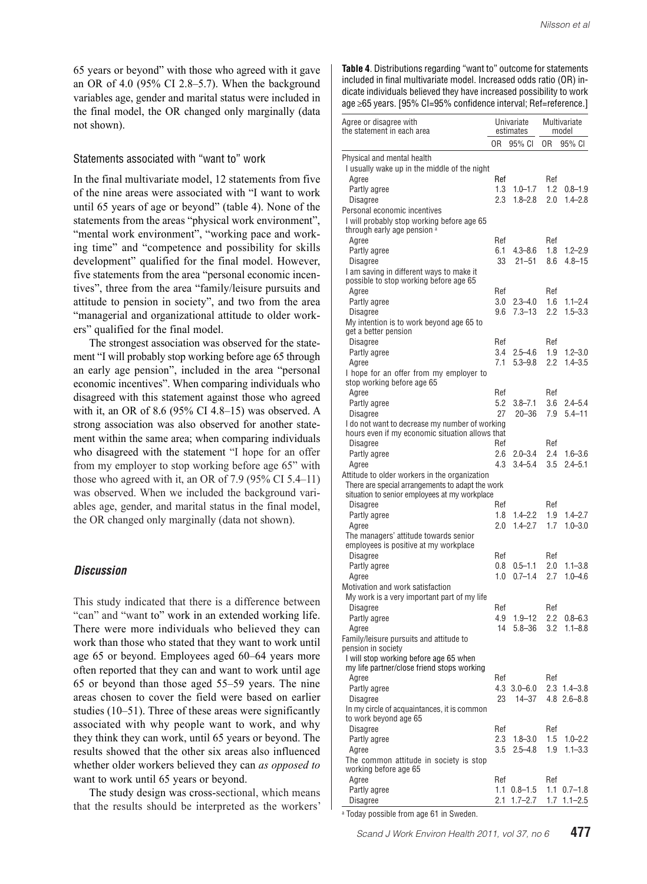65 years or beyond" with those who agreed with it gave an OR of 4.0 (95% CI 2.8–5.7). When the background variables age, gender and marital status were included in the final model, the OR changed only marginally (data not shown).

### Statements associated with "want to" work

In the final multivariate model, 12 statements from five of the nine areas were associated with "I want to work until 65 years of age or beyond" (table 4). None of the statements from the areas "physical work environment", "mental work environment", "working pace and working time" and "competence and possibility for skills development" qualified for the final model. However, five statements from the area "personal economic incentives", three from the area "family/leisure pursuits and attitude to pension in society", and two from the area "managerial and organizational attitude to older workers" qualified for the final model.

The strongest association was observed for the statement "I will probably stop working before age 65 through an early age pension", included in the area "personal economic incentives". When comparing individuals who disagreed with this statement against those who agreed with it, an OR of 8.6 (95% CI 4.8–15) was observed. A strong association was also observed for another statement within the same area; when comparing individuals who disagreed with the statement "I hope for an offer from my employer to stop working before age 65" with those who agreed with it, an OR of 7.9 (95% CI 5.4–11) was observed. When we included the background variables age, gender, and marital status in the final model, the OR changed only marginally (data not shown).

**Table 4**. Distributions regarding "want to" outcome for statements included in final multivariate model. Increased odds ratio (OR) indicate individuals believed they have increased possibility to work age ≥65 years. [95% CI=95% confidence interval; Ref=reference.]

| Agree or disagree with the statement in each area | Univariate estimates | | Multivariate model | |
|---|---|---|---|---|
| | OR | 95% CI | OR | 95% CI |
| Physical and mental health | | | | |
| I usually wake up in the middle of the night | | | | |
| Agree | Ref | | Ref | |
| Partly agree | 1.3 | 1.0–1.7 | 1.2 | 0.8–1.9 |
| Disagree | 2.3 | 1.8–2.8 | 2.0 | 1.4–2.8 |
| Personal economic incentives | | | | |
| I will probably stop working before age 65 through early age pension [a] | | | | |
| Agree | Ref | | Ref | |
| Partly agree | 6.1 | 4.3–8.6 | 1.8 | 1.2–2.9 |
| Disagree | 33 | 21–51 | 8.6 | 4.8–15 |
| I am saving in different ways to make it possible to stop working before age 65 | | | | |
| Agree | Ref | | Ref | |
| Partly agree | 3.0 | 2.3–4.0 | 1.6 | 1.1–2.4 |
| Disagree | 9.6 | 7.3–13 | 2.2 | 1.5–3.3 |
| My intention is to work beyond age 65 to get a better pension | | | | |
| Disagree | Ref | | Ref | |
| Partly agree | 3.4 | 2.5–4.6 | 1.9 | 1.2–3.0 |
| Agree | 7.1 | 5.3–9.8 | 2.2 | 1.4–3.5 |
| I hope for an offer from my employer to stop working before age 65 | | | | |
| Agree | Ref | | Ref | |
| Partly agree | 5.2 | 3.8–7.1 | 3.6 | 2.4–5.4 |
| Disagree | 27 | 20–36 | 7.9 | 5.4–11 |
| I do not want to decrease my number of working hours even if my economic situation allows that | | | | |
| Disagree | Ref | | Ref | |
| Partly agree | 2.6 | 2.0–3.4 | 2.4 | 1.6–3.6 |
| Agree | 4.3 | 3.4–5.4 | 3.5 | 2.4–5.1 |
| Attitude to older workers in the organization | | | | |
| There are special arrangements to adapt the work situation to senior employees at my workplace | | | | |
| Disagree | Ref | | Ref | |
| Partly agree | 1.8 | 1.4–2.2 | 1.9 | 1.4–2.7 |
| Agree | 2.0 | 1.4–2.7 | 1.7 | 1.0–3.0 |
| The managers' attitude towards senior employees is positive at my workplace | | | | |
| Disagree | Ref | | Ref | |
| Partly agree | 0.8 | 0.5–1.1 | 2.0 | 1.1–3.8 |
| Agree | 1.0 | 0.7–1.4 | 2.7 | 1.0–4.6 |
| Motivation and work satisfaction | | | | |
| My work is a very important part of my life | | | | |
| Disagree | Ref | | Ref | |
| Partly agree | 4.9 | 1.9–12 | 2.2 | 0.8–6.3 |
| Agree | 14 | 5.8–36 | 3.2 | 1.1–8.8 |
| Family/leisure pursuits and attitude to pension in society | | | | |
| I will stop working before age 65 when my life partner/close friend stops working | | | | |
| Agree | Ref | | Ref | |
| Partly agree | 4.3 | 3.0–6.0 | 2.3 | 1.4–3.8 |
| Disagree | 23 | 14–37 | 4.8 | 2.6–8.8 |
| In my circle of acquaintances, it is common to work beyond age 65 | | | | |
| Disagree | Ref | | Ref | |
| Partly agree | 2.3 | 1.8–3.0 | 1.5 | 1.0–2.2 |
| Agree | 3.5 | 2.5–4.8 | 1.9 | 1.1–3.3 |
| The common attitude in society is stop working before age 65 | | | | |
| Agree | Ref | | Ref | |
| Partly agree | 1.1 | 0.8–1.5 | 1.1 | 0.7–1.8 |
| Disagree | 2.1 | 1.7–2.7 | 1.7 | 1.1–2.5 |

[a] Today possible from age 61 in Sweden.

## *Discussion*

This study indicated that there is a difference between "can" and "want to" work in an extended working life. There were more individuals who believed they can work than those who stated that they want to work until age 65 or beyond. Employees aged 60–64 years more often reported that they can and want to work until age 65 or beyond than those aged 55–59 years. The nine areas chosen to cover the field were based on earlier studies (10–51). Three of these areas were significantly associated with why people want to work, and why they think they can work, until 65 years or beyond. The results showed that the other six areas also influenced whether older workers believed they can *as opposed to* want to work until 65 years or beyond.

The study design was cross-sectional, which means that the results should be interpreted as the workers'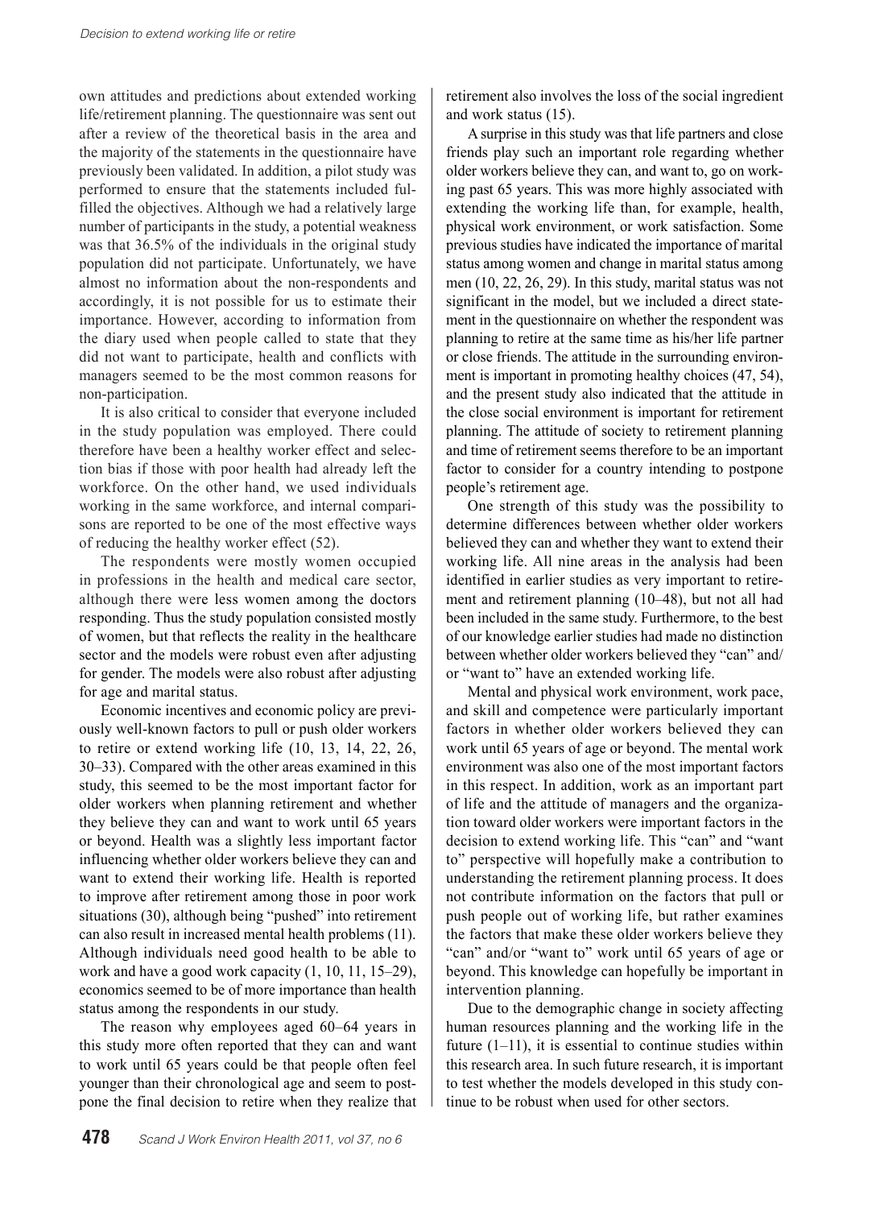own attitudes and predictions about extended working life/retirement planning. The questionnaire was sent out after a review of the theoretical basis in the area and the majority of the statements in the questionnaire have previously been validated. In addition, a pilot study was performed to ensure that the statements included fulfilled the objectives. Although we had a relatively large number of participants in the study, a potential weakness was that 36.5% of the individuals in the original study population did not participate. Unfortunately, we have almost no information about the non-respondents and accordingly, it is not possible for us to estimate their importance. However, according to information from the diary used when people called to state that they did not want to participate, health and conflicts with managers seemed to be the most common reasons for non-participation.

It is also critical to consider that everyone included in the study population was employed. There could therefore have been a healthy worker effect and selection bias if those with poor health had already left the workforce. On the other hand, we used individuals working in the same workforce, and internal comparisons are reported to be one of the most effective ways of reducing the healthy worker effect (52).

The respondents were mostly women occupied in professions in the health and medical care sector, although there were less women among the doctors responding. Thus the study population consisted mostly of women, but that reflects the reality in the healthcare sector and the models were robust even after adjusting for gender. The models were also robust after adjusting for age and marital status.

Economic incentives and economic policy are previously well-known factors to pull or push older workers to retire or extend working life (10, 13, 14, 22, 26, 30–33). Compared with the other areas examined in this study, this seemed to be the most important factor for older workers when planning retirement and whether they believe they can and want to work until 65 years or beyond. Health was a slightly less important factor influencing whether older workers believe they can and want to extend their working life. Health is reported to improve after retirement among those in poor work situations (30), although being "pushed" into retirement can also result in increased mental health problems (11). Although individuals need good health to be able to work and have a good work capacity (1, 10, 11, 15–29), economics seemed to be of more importance than health status among the respondents in our study.

The reason why employees aged 60–64 years in this study more often reported that they can and want to work until 65 years could be that people often feel younger than their chronological age and seem to postpone the final decision to retire when they realize that retirement also involves the loss of the social ingredient and work status (15).

A surprise in this study was that life partners and close friends play such an important role regarding whether older workers believe they can, and want to, go on working past 65 years. This was more highly associated with extending the working life than, for example, health, physical work environment, or work satisfaction. Some previous studies have indicated the importance of marital status among women and change in marital status among men (10, 22, 26, 29). In this study, marital status was not significant in the model, but we included a direct statement in the questionnaire on whether the respondent was planning to retire at the same time as his/her life partner or close friends. The attitude in the surrounding environment is important in promoting healthy choices (47, 54), and the present study also indicated that the attitude in the close social environment is important for retirement planning. The attitude of society to retirement planning and time of retirement seems therefore to be an important factor to consider for a country intending to postpone people's retirement age.

One strength of this study was the possibility to determine differences between whether older workers believed they can and whether they want to extend their working life. All nine areas in the analysis had been identified in earlier studies as very important to retirement and retirement planning (10–48), but not all had been included in the same study. Furthermore, to the best of our knowledge earlier studies had made no distinction between whether older workers believed they "can" and/or "want to" have an extended working life.

Mental and physical work environment, work pace, and skill and competence were particularly important factors in whether older workers believed they can work until 65 years of age or beyond. The mental work environment was also one of the most important factors in this respect. In addition, work as an important part of life and the attitude of managers and the organization toward older workers were important factors in the decision to extend working life. This "can" and "want to" perspective will hopefully make a contribution to understanding the retirement planning process. It does not contribute information on the factors that pull or push people out of working life, but rather examines the factors that make these older workers believe they "can" and/or "want to" work until 65 years of age or beyond. This knowledge can hopefully be important in intervention planning.

Due to the demographic change in society affecting human resources planning and the working life in the future (1–11), it is essential to continue studies within this research area. In such future research, it is important to test whether the models developed in this study continue to be robust when used for other sectors.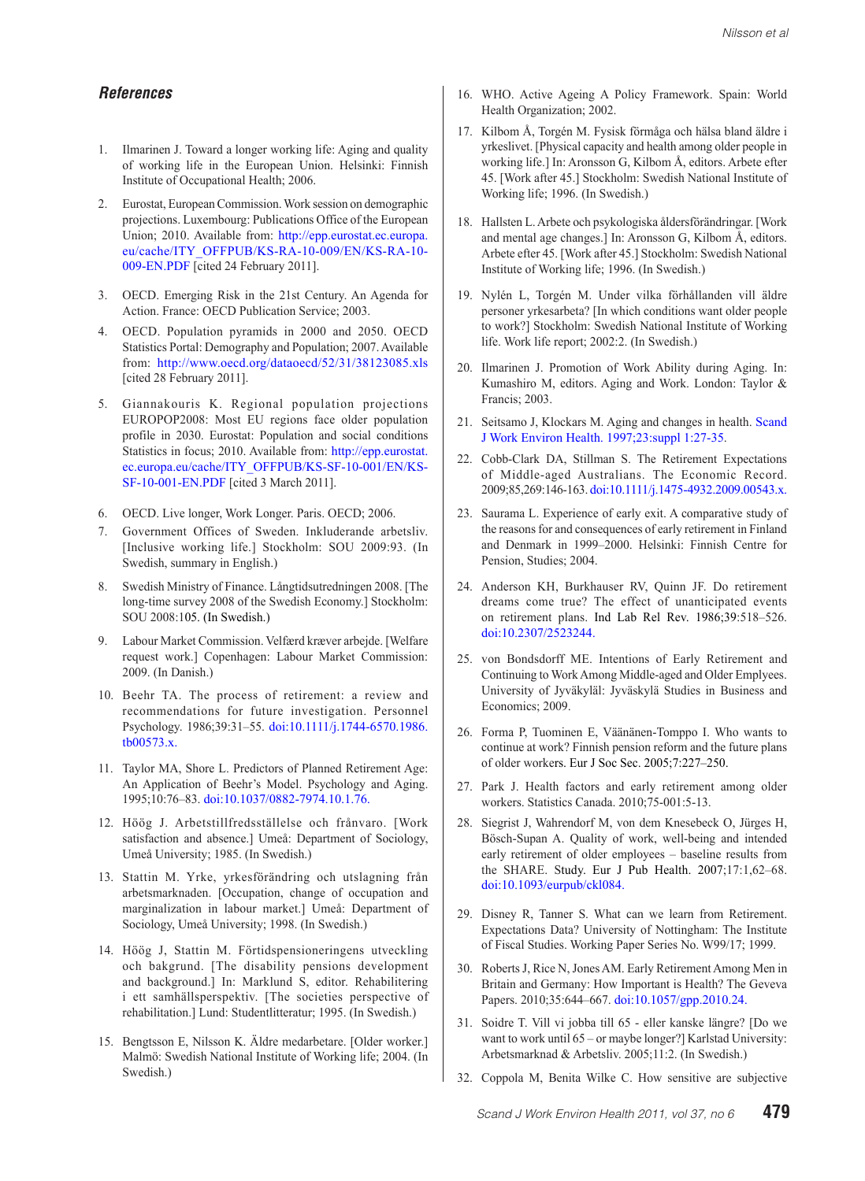## *References*

1. Ilmarinen J. Toward a longer working life: Aging and quality of working life in the European Union. Helsinki: Finnish Institute of Occupational Health; 2006.
2. Eurostat, European Commission. Work session on demographic projections. Luxembourg: Publications Office of the European Union; 2010. Available from: http://epp.eurostat.ec.europa.eu/cache/ITY_OFFPUB/KS-RA-10-009/EN/KS-RA-10-009-EN.PDF [cited 24 February 2011].
3. OECD. Emerging Risk in the 21st Century. An Agenda for Action. France: OECD Publication Service; 2003.
4. OECD. Population pyramids in 2000 and 2050. OECD Statistics Portal: Demography and Population; 2007. Available from: http://www.oecd.org/dataoecd/52/31/38123085.xls [cited 28 February 2011].
5. Giannakouris K. Regional population projections EUROPOP2008: Most EU regions face older population profile in 2030. Eurostat: Population and social conditions Statistics in focus; 2010. Available from: http://epp.eurostat.ec.europa.eu/cache/ITY_OFFPUB/KS-SF-10-001/EN/KS-SF-10-001-EN.PDF [cited 3 March 2011].
6. OECD. Live longer, Work Longer. Paris. OECD; 2006.
7. Government Offices of Sweden. Inkluderande arbetsliv. [Inclusive working life.] Stockholm: SOU 2009:93. (In Swedish, summary in English.)
8. Swedish Ministry of Finance. Långtidsutredningen 2008. [The long-time survey 2008 of the Swedish Economy.] Stockholm: SOU 2008:105. (In Swedish.)
9. Labour Market Commission. Velfærd kræver arbejde. [Welfare request work.] Copenhagen: Labour Market Commission: 2009. (In Danish.)
10. Beehr TA. The process of retirement: a review and recommendations for future investigation. Personnel Psychology. 1986;39:31–55. doi:10.1111/j.1744-6570.1986.tb00573.x.
11. Taylor MA, Shore L. Predictors of Planned Retirement Age: An Application of Beehr's Model. Psychology and Aging. 1995;10:76–83. doi:10.1037/0882-7974.10.1.76.
12. Höög J. Arbetstillfredsställelse och frånvaro. [Work satisfaction and absence.] Umeå: Department of Sociology, Umeå University; 1985. (In Swedish.)
13. Stattin M. Yrke, yrkesförändring och utslagning från arbetsmarknaden. [Occupation, change of occupation and marginalization in labour market.] Umeå: Department of Sociology, Umeå University; 1998. (In Swedish.)
14. Höög J, Stattin M. Förtidspensioneringens utveckling och bakgrund. [The disability pensions development and background.] In: Marklund S, editor. Rehabilitering i ett samhällsperspektiv. [The societies perspective of rehabilitation.] Lund: Studentlitteratur; 1995. (In Swedish.)
15. Bengtsson E, Nilsson K. Äldre medarbetare. [Older worker.] Malmö: Swedish National Institute of Working life; 2004. (In Swedish.)
16. WHO. Active Ageing A Policy Framework. Spain: World Health Organization; 2002.
17. Kilbom Å, Torgén M. Fysisk förmåga och hälsa bland äldre i yrkeslivet. [Physical capacity and health among older people in working life.] In: Aronsson G, Kilbom Å, editors. Arbete efter 45. [Work after 45.] Stockholm: Swedish National Institute of Working life; 1996. (In Swedish.)
18. Hallsten L. Arbete och psykologiska åldersförändringar. [Work and mental age changes.] In: Aronsson G, Kilbom Å, editors. Arbete efter 45. [Work after 45.] Stockholm: Swedish National Institute of Working life; 1996. (In Swedish.)
19. Nylén L, Torgén M. Under vilka förhållanden vill äldre personer yrkesarbeta? [In which conditions want older people to work?] Stockholm: Swedish National Institute of Working life. Work life report; 2002:2. (In Swedish.)
20. Ilmarinen J. Promotion of Work Ability during Aging. In: Kumashiro M, editors. Aging and Work. London: Taylor & Francis; 2003.
21. Seitsamo J, Klockars M. Aging and changes in health. Scand J Work Environ Health. 1997;23:suppl 1:27-35.
22. Cobb-Clark DA, Stillman S. The Retirement Expectations of Middle-aged Australians. The Economic Record. 2009;85,269:146-163. doi:10.1111/j.1475-4932.2009.00543.x.
23. Saurama L. Experience of early exit. A comparative study of the reasons for and consequences of early retirement in Finland and Denmark in 1999–2000. Helsinki: Finnish Centre for Pension, Studies; 2004.
24. Anderson KH, Burkhauser RV, Quinn JF. Do retirement dreams come true? The effect of unanticipated events on retirement plans. Ind Lab Rel Rev. 1986;39:518–526. doi:10.2307/2523244.
25. von Bondsdorff ME. Intentions of Early Retirement and Continuing to Work Among Middle-aged and Older Emplyees. University of Jyväkyläl: Jyväskylä Studies in Business and Economics; 2009.
26. Forma P, Tuominen E, Väänänen-Tomppo I. Who wants to continue at work? Finnish pension reform and the future plans of older workers. Eur J Soc Sec. 2005;7:227–250.
27. Park J. Health factors and early retirement among older workers. Statistics Canada. 2010;75-001:5-13.
28. Siegrist J, Wahrendorf M, von dem Knesebeck O, Jürges H, Bösch-Supan A. Quality of work, well-being and intended early retirement of older employees – baseline results from the SHARE. Study. Eur J Pub Health. 2007;17:1,62–68. doi:10.1093/eurpub/ckl084.
29. Disney R, Tanner S. What can we learn from Retirement. Expectations Data? University of Nottingham: The Institute of Fiscal Studies. Working Paper Series No. W99/17; 1999.
30. Roberts J, Rice N, Jones AM. Early Retirement Among Men in Britain and Germany: How Important is Health? The Geveva Papers. 2010;35:644–667. doi:10.1057/gpp.2010.24.
31. Soidre T. Vill vi jobba till 65 - eller kanske längre? [Do we want to work until 65 – or maybe longer?] Karlstad University: Arbetsmarknad & Arbetsliv. 2005;11:2. (In Swedish.)
32. Coppola M, Benita Wilke C. How sensitive are subjective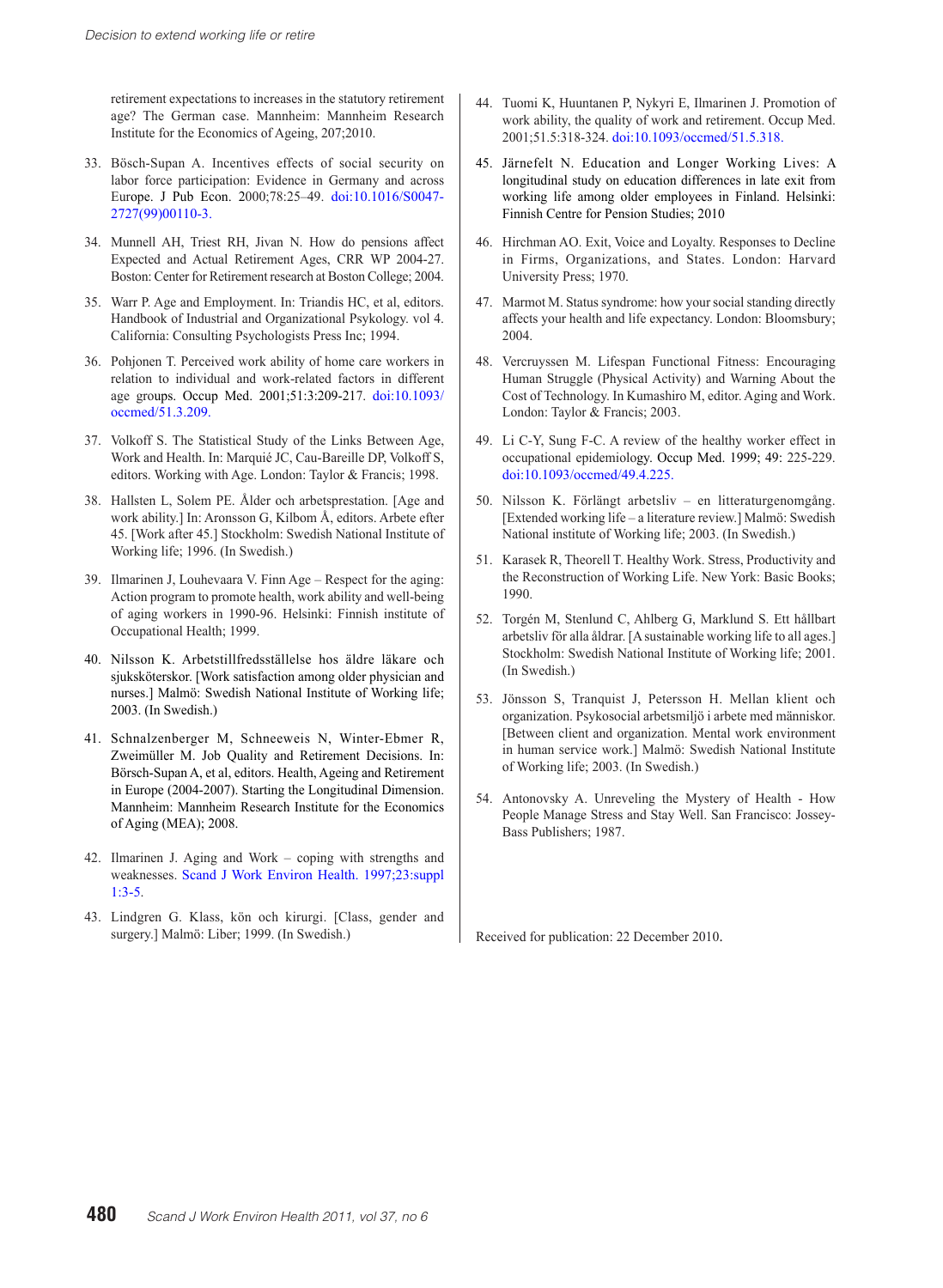retirement expectations to increases in the statutory retirement age? The German case. Mannheim: Mannheim Research Institute for the Economics of Ageing, 207;2010.

33. Bösch-Supan A. Incentives effects of social security on labor force participation: Evidence in Germany and across Europe. J Pub Econ. 2000;78:25–49. doi:10.1016/S0047-2727(99)00110-3.

34. Munnell AH, Triest RH, Jivan N. How do pensions affect Expected and Actual Retirement Ages, CRR WP 2004-27. Boston: Center for Retirement research at Boston College; 2004.

35. Warr P. Age and Employment. In: Triandis HC, et al, editors. Handbook of Industrial and Organizational Psykology. vol 4. California: Consulting Psychologists Press Inc; 1994.

36. Pohjonen T. Perceived work ability of home care workers in relation to individual and work-related factors in different age groups. Occup Med. 2001;51:3:209-217. doi:10.1093/occmed/51.3.209.

37. Volkoff S. The Statistical Study of the Links Between Age, Work and Health. In: Marquié JC, Cau-Bareille DP, Volkoff S, editors. Working with Age. London: Taylor & Francis; 1998.

38. Hallsten L, Solem PE. Ålder och arbetsprestation. [Age and work ability.] In: Aronsson G, Kilbom Å, editors. Arbete efter 45. [Work after 45.] Stockholm: Swedish National Institute of Working life; 1996. (In Swedish.)

39. Ilmarinen J, Louhevaara V. Finn Age – Respect for the aging: Action program to promote health, work ability and well-being of aging workers in 1990-96. Helsinki: Finnish institute of Occupational Health; 1999.

40. Nilsson K. Arbetstillfredsställelse hos äldre läkare och sjuksköterskor. [Work satisfaction among older physician and nurses.] Malmö: Swedish National Institute of Working life; 2003. (In Swedish.)

41. Schnalzenberger M, Schneeweis N, Winter-Ebmer R, Zweimüller M. Job Quality and Retirement Decisions. In: Börsch-Supan A, et al, editors. Health, Ageing and Retirement in Europe (2004-2007). Starting the Longitudinal Dimension. Mannheim: Mannheim Research Institute for the Economics of Aging (MEA); 2008.

42. Ilmarinen J. Aging and Work – coping with strengths and weaknesses. Scand J Work Environ Health. 1997;23:suppl 1:3-5.

43. Lindgren G. Klass, kön och kirurgi. [Class, gender and surgery.] Malmö: Liber; 1999. (In Swedish.)

44. Tuomi K, Huuntanen P, Nykyri E, Ilmarinen J. Promotion of work ability, the quality of work and retirement. Occup Med. 2001;51.5:318-324. doi:10.1093/occmed/51.5.318.

45. Järnefelt N. Education and Longer Working Lives: A longitudinal study on education differences in late exit from working life among older employees in Finland. Helsinki: Finnish Centre for Pension Studies; 2010

46. Hirchman AO. Exit, Voice and Loyalty. Responses to Decline in Firms, Organizations, and States. London: Harvard University Press; 1970.

47. Marmot M. Status syndrome: how your social standing directly affects your health and life expectancy. London: Bloomsbury; 2004.

48. Vercruyssen M. Lifespan Functional Fitness: Encouraging Human Struggle (Physical Activity) and Warning About the Cost of Technology. In Kumashiro M, editor. Aging and Work. London: Taylor & Francis; 2003.

49. Li C-Y, Sung F-C. A review of the healthy worker effect in occupational epidemiology. Occup Med. 1999; 49: 225-229. doi:10.1093/occmed/49.4.225.

50. Nilsson K. Förlängt arbetsliv – en litteraturgenomgång. [Extended working life – a literature review.] Malmö: Swedish National Institute of Working life; 2003. (In Swedish.)

51. Karasek R, Theorell T. Healthy Work. Stress, Productivity and the Reconstruction of Working Life. New York: Basic Books; 1990.

52. Torgén M, Stenlund C, Ahlberg G, Marklund S. Ett hållbart arbetsliv för alla åldrar. [A sustainable working life to all ages.] Stockholm: Swedish National Institute of Working life; 2001. (In Swedish.)

53. Jönsson S, Tranquist J, Petersson H. Mellan klient och organization. Psykosocial arbetsmiljö i arbete med människor. [Between client and organization. Mental work environment in human service work.] Malmö: Swedish National Institute of Working life; 2003. (In Swedish.)

54. Antonovsky A. Unreveling the Mystery of Health - How People Manage Stress and Stay Well. San Francisco: Jossey-Bass Publishers; 1987.

Received for publication: 22 December 2010.